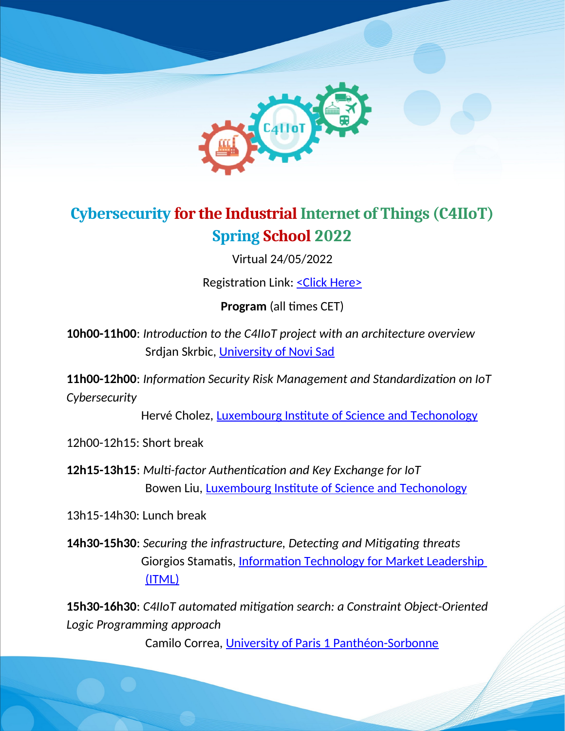# Cybersecurity for the Industrial Internet of Things (C4IIoT) Spring School 2022

Virtual 24/05/2022

Registration Link: <Click Here>

**Program** (all times CET)

**10h00-11h00**: *Introduction to the C4IIoT project with an architecture overview*
Srdjan Skrbic, University of Novi Sad

**11h00-12h00**: *Information Security Risk Management and Standardization on IoT Cybersecurity*
Hervé Cholez, Luxembourg Institute of Science and Techonology

12h00-12h15: Short break

**12h15-13h15**: *Multi-factor Authentication and Key Exchange for IoT*
Bowen Liu, Luxembourg Institute of Science and Techonology

13h15-14h30: Lunch break

**14h30-15h30**: *Securing the infrastructure, Detecting and Mitigating threats*
Giorgios Stamatis, Information Technology for Market Leadership (ITML)

**15h30-16h30**: *C4IIoT automated mitigation search: a Constraint Object-Oriented Logic Programming approach*
Camilo Correa, University of Paris 1 Panthéon-Sorbonne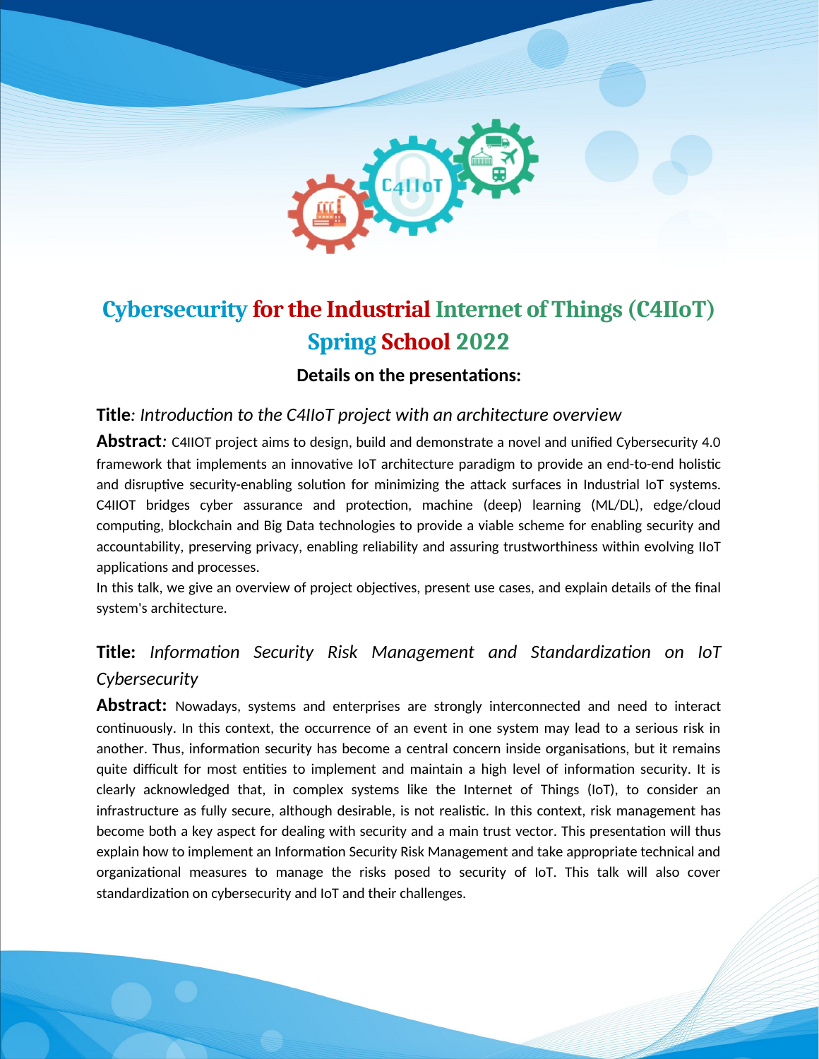# Cybersecurity for the Industrial Internet of Things (C4IIoT) Spring School 2022

**Details on the presentations:**

**Title**: *Introduction to the C4IIoT project with an architecture overview*

**Abstract**: C4IIOT project aims to design, build and demonstrate a novel and unified Cybersecurity 4.0 framework that implements an innovative IoT architecture paradigm to provide an end-to-end holistic and disruptive security-enabling solution for minimizing the attack surfaces in Industrial IoT systems. C4IIOT bridges cyber assurance and protection, machine (deep) learning (ML/DL), edge/cloud computing, blockchain and Big Data technologies to provide a viable scheme for enabling security and accountability, preserving privacy, enabling reliability and assuring trustworthiness within evolving IIoT applications and processes.

In this talk, we give an overview of project objectives, present use cases, and explain details of the final system's architecture.

**Title:** *Information Security Risk Management and Standardization on IoT Cybersecurity*

**Abstract:** Nowadays, systems and enterprises are strongly interconnected and need to interact continuously. In this context, the occurrence of an event in one system may lead to a serious risk in another. Thus, information security has become a central concern inside organisations, but it remains quite difficult for most entities to implement and maintain a high level of information security. It is clearly acknowledged that, in complex systems like the Internet of Things (IoT), to consider an infrastructure as fully secure, although desirable, is not realistic. In this context, risk management has become both a key aspect for dealing with security and a main trust vector. This presentation will thus explain how to implement an Information Security Risk Management and take appropriate technical and organizational measures to manage the risks posed to security of IoT. This talk will also cover standardization on cybersecurity and IoT and their challenges.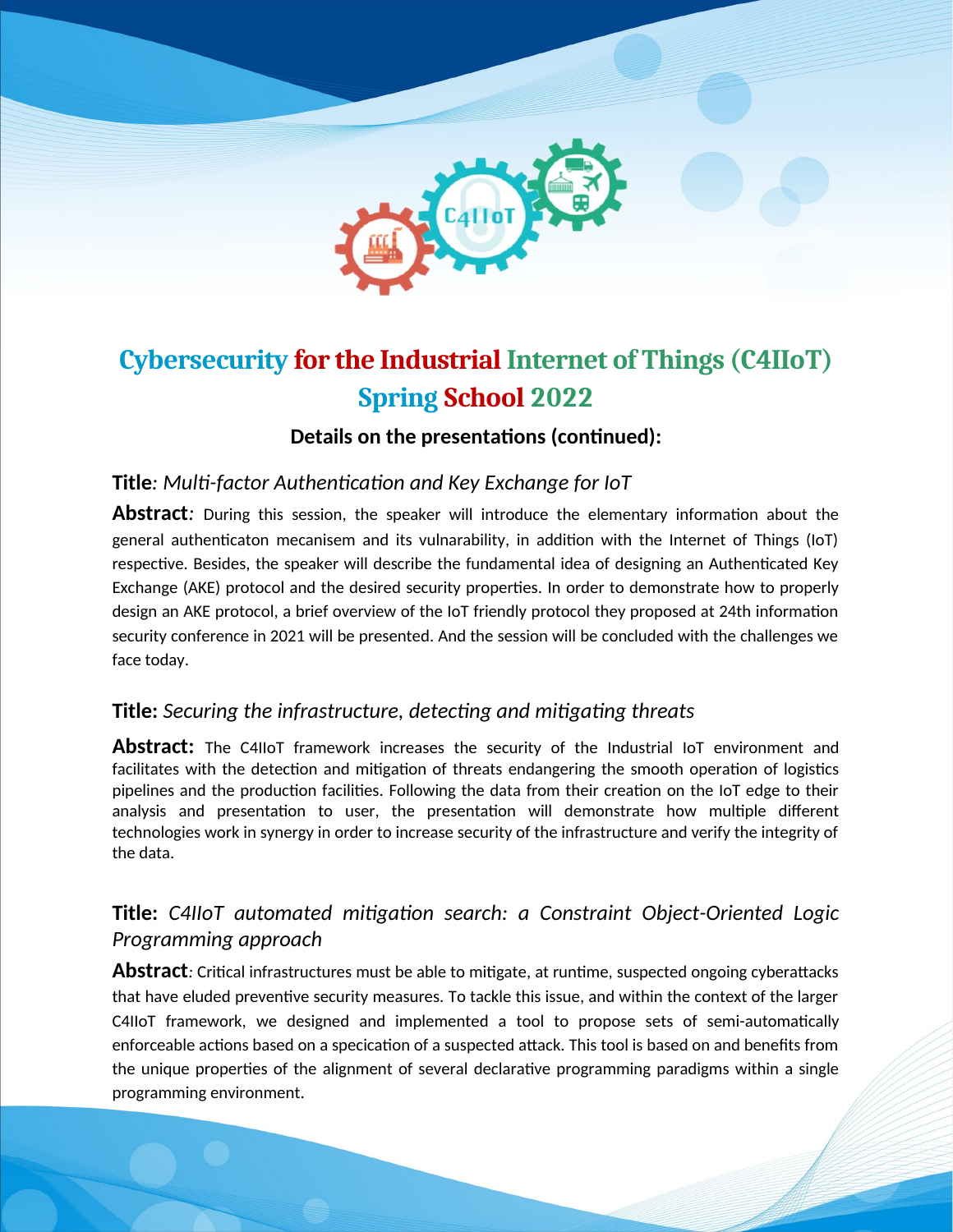# Cybersecurity for the Industrial Internet of Things (C4IIoT) Spring School 2022

### Details on the presentations (continued):

**Title**: *Multi-factor Authentication and Key Exchange for IoT*

**Abstract**: During this session, the speaker will introduce the elementary information about the general authenticaton mecanisem and its vulnarability, in addition with the Internet of Things (IoT) respective. Besides, the speaker will describe the fundamental idea of designing an Authenticated Key Exchange (AKE) protocol and the desired security properties. In order to demonstrate how to properly design an AKE protocol, a brief overview of the IoT friendly protocol they proposed at 24th information security conference in 2021 will be presented. And the session will be concluded with the challenges we face today.

**Title:** *Securing the infrastructure, detecting and mitigating threats*

**Abstract:** The C4IIoT framework increases the security of the Industrial IoT environment and facilitates with the detection and mitigation of threats endangering the smooth operation of logistics pipelines and the production facilities. Following the data from their creation on the IoT edge to their analysis and presentation to user, the presentation will demonstrate how multiple different technologies work in synergy in order to increase security of the infrastructure and verify the integrity of the data.

**Title:** *C4IIoT automated mitigation search: a Constraint Object-Oriented Logic Programming approach*

**Abstract**: Critical infrastructures must be able to mitigate, at runtime, suspected ongoing cyberattacks that have eluded preventive security measures. To tackle this issue, and within the context of the larger C4IIoT framework, we designed and implemented a tool to propose sets of semi-automatically enforceable actions based on a specication of a suspected attack. This tool is based on and benefits from the unique properties of the alignment of several declarative programming paradigms within a single programming environment.